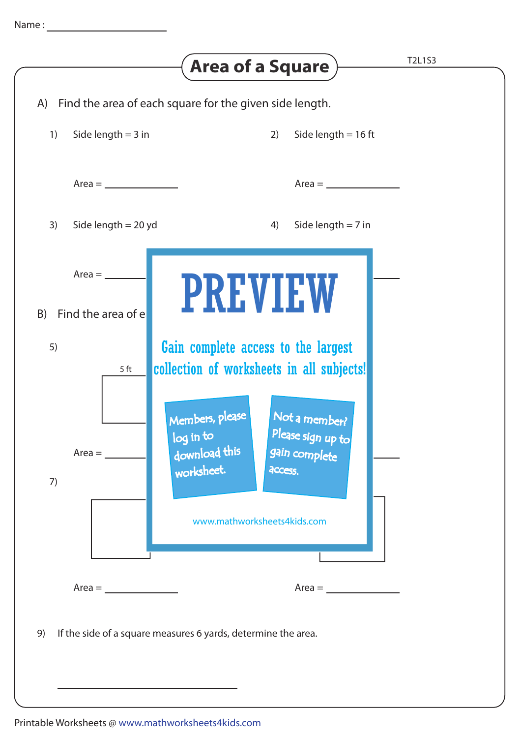Name : ____________________

# Area of a Square

T2L1S3

A) Find the area of each square for the given side length.

1) Side length = 3 in

Area = ____________

2) Side length = 16 ft

Area = ____________

3) Side length = 20 yd

Area = ____________

4) Side length = 7 in

B) Find the area of e

5)

5 ft

Area = ____________

7)

Area = ____________

Area = ____________

PREVIEW

Gain complete access to the largest collection of worksheets in all subjects!

Members, please log in to download this worksheet.

Not a member? Please sign up to gain complete access.

www.mathworksheets4kids.com

9) If the side of a square measures 6 yards, determine the area.

________________________________

Printable Worksheets @ www.mathworksheets4kids.com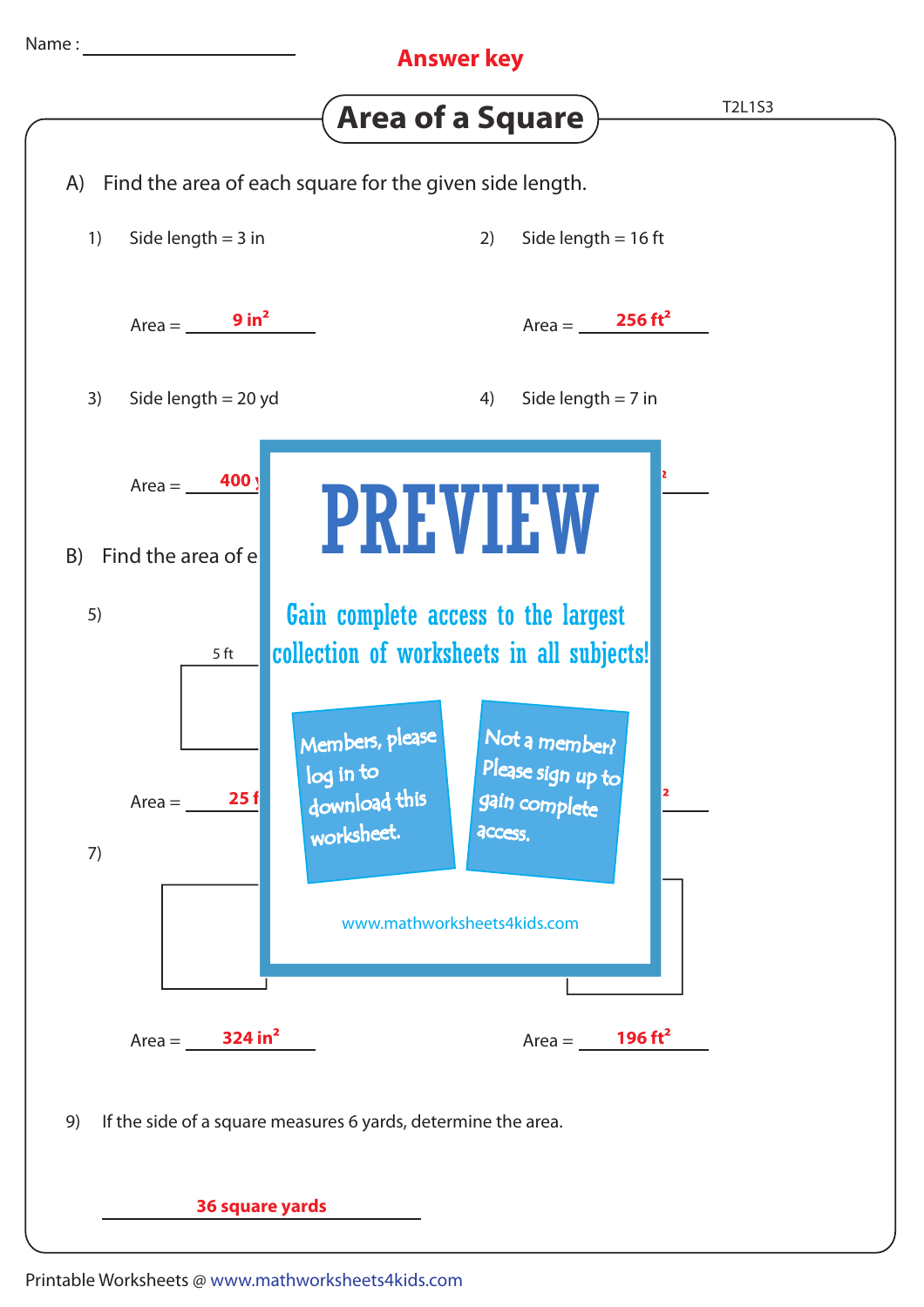Name : ____________________

**Answer key**

# Area of a Square

T2L1S3

A) Find the area of each square for the given side length.

1) Side length = 3 in

Area = **$9\ in^2$**

2) Side length = 16 ft

Area = **$256\ ft^2$**

3) Side length = 20 yd

Area = **400 y**

4) Side length = 7 in

Area = **²**

B) Find the area of e

5)

5 ft

Area = **25 f**

Area = **²**

7)

Area = **$324\ in^2$**

Area = **$196\ ft^2$**

PREVIEW

Gain complete access to the largest collection of worksheets in all subjects!

Members, please log in to download this worksheet.

Not a member? Please sign up to gain complete access.

www.mathworksheets4kids.com

9) If the side of a square measures 6 yards, determine the area.

**36 square yards**

Printable Worksheets @ www.mathworksheets4kids.com